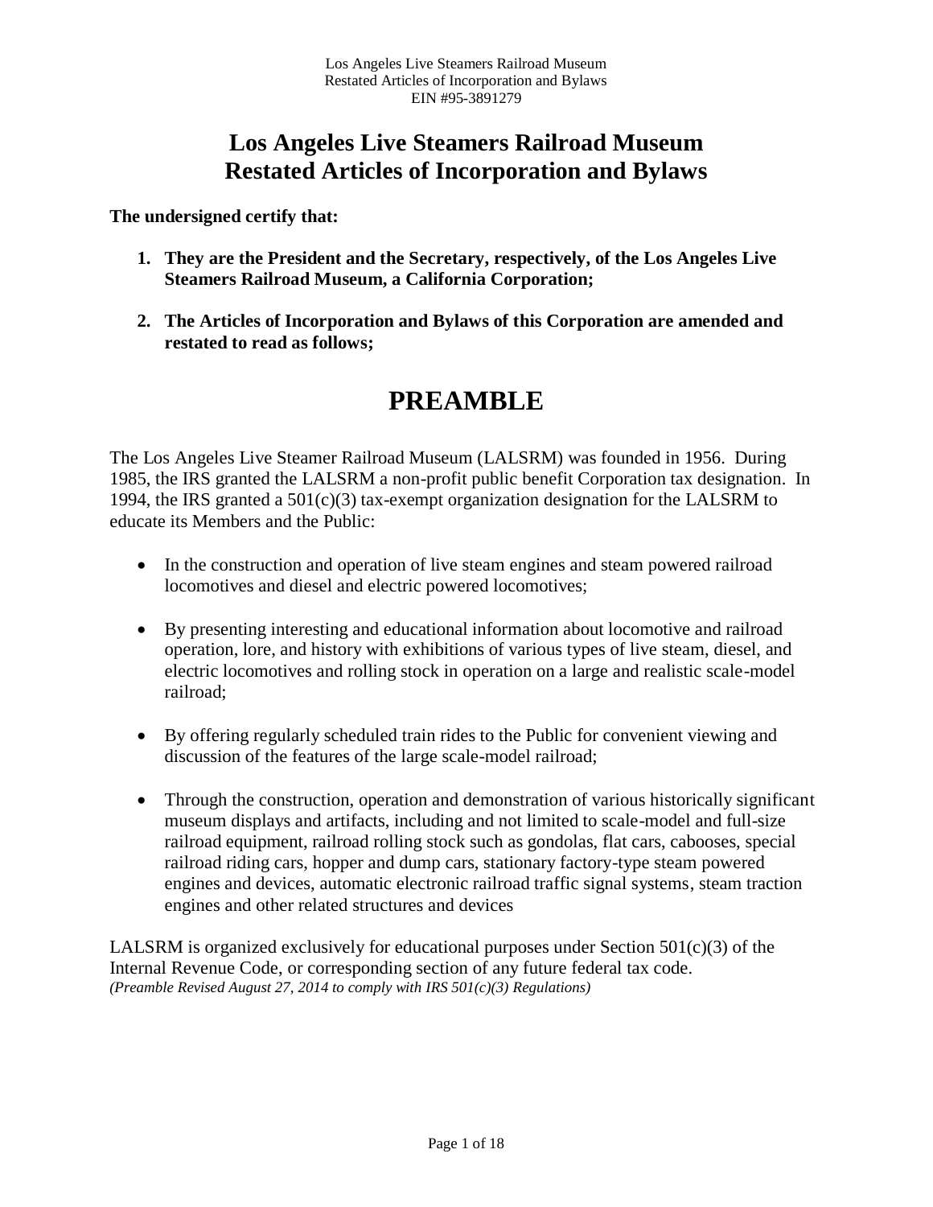# Los Angeles Live Steamers Railroad Museum
# Restated Articles of Incorporation and Bylaws

**The undersigned certify that:**

1. **They are the President and the Secretary, respectively, of the Los Angeles Live Steamers Railroad Museum, a California Corporation;**

2. **The Articles of Incorporation and Bylaws of this Corporation are amended and restated to read as follows;**

# PREAMBLE

The Los Angeles Live Steamer Railroad Museum (LALSRM) was founded in 1956. During 1985, the IRS granted the LALSRM a non-profit public benefit Corporation tax designation. In 1994, the IRS granted a 501(c)(3) tax-exempt organization designation for the LALSRM to educate its Members and the Public:

- In the construction and operation of live steam engines and steam powered railroad locomotives and diesel and electric powered locomotives;

- By presenting interesting and educational information about locomotive and railroad operation, lore, and history with exhibitions of various types of live steam, diesel, and electric locomotives and rolling stock in operation on a large and realistic scale-model railroad;

- By offering regularly scheduled train rides to the Public for convenient viewing and discussion of the features of the large scale-model railroad;

- Through the construction, operation and demonstration of various historically significant museum displays and artifacts, including and not limited to scale-model and full-size railroad equipment, railroad rolling stock such as gondolas, flat cars, cabooses, special railroad riding cars, hopper and dump cars, stationary factory-type steam powered engines and devices, automatic electronic railroad traffic signal systems, steam traction engines and other related structures and devices

LALSRM is organized exclusively for educational purposes under Section 501(c)(3) of the Internal Revenue Code, or corresponding section of any future federal tax code.
*(Preamble Revised August 27, 2014 to comply with IRS 501(c)(3) Regulations)*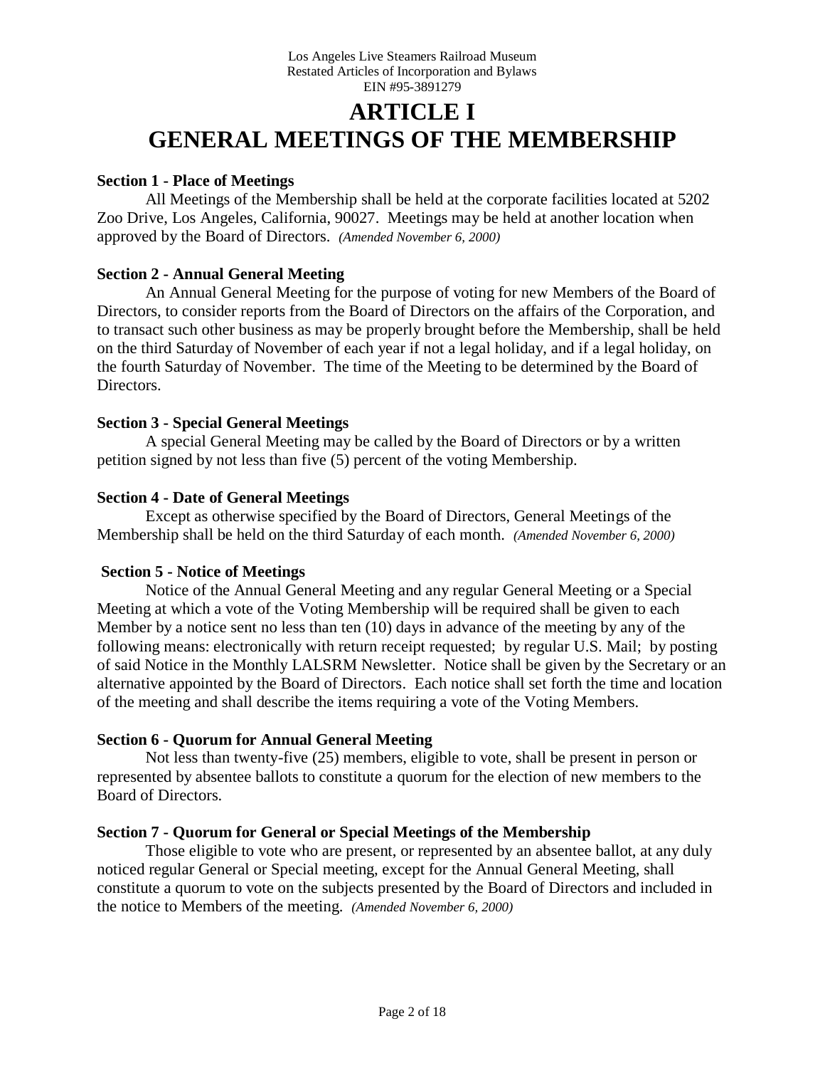# ARTICLE I
# GENERAL MEETINGS OF THE MEMBERSHIP

**Section 1 - Place of Meetings**

All Meetings of the Membership shall be held at the corporate facilities located at 5202 Zoo Drive, Los Angeles, California, 90027. Meetings may be held at another location when approved by the Board of Directors. *(Amended November 6, 2000)*

**Section 2 - Annual General Meeting**

An Annual General Meeting for the purpose of voting for new Members of the Board of Directors, to consider reports from the Board of Directors on the affairs of the Corporation, and to transact such other business as may be properly brought before the Membership, shall be held on the third Saturday of November of each year if not a legal holiday, and if a legal holiday, on the fourth Saturday of November. The time of the Meeting to be determined by the Board of Directors.

**Section 3 - Special General Meetings**

A special General Meeting may be called by the Board of Directors or by a written petition signed by not less than five (5) percent of the voting Membership.

**Section 4 - Date of General Meetings**

Except as otherwise specified by the Board of Directors, General Meetings of the Membership shall be held on the third Saturday of each month. *(Amended November 6, 2000)*

**Section 5 - Notice of Meetings**

Notice of the Annual General Meeting and any regular General Meeting or a Special Meeting at which a vote of the Voting Membership will be required shall be given to each Member by a notice sent no less than ten (10) days in advance of the meeting by any of the following means: electronically with return receipt requested; by regular U.S. Mail; by posting of said Notice in the Monthly LALSRM Newsletter. Notice shall be given by the Secretary or an alternative appointed by the Board of Directors. Each notice shall set forth the time and location of the meeting and shall describe the items requiring a vote of the Voting Members.

**Section 6 - Quorum for Annual General Meeting**

Not less than twenty-five (25) members, eligible to vote, shall be present in person or represented by absentee ballots to constitute a quorum for the election of new members to the Board of Directors.

**Section 7 - Quorum for General or Special Meetings of the Membership**

Those eligible to vote who are present, or represented by an absentee ballot, at any duly noticed regular General or Special meeting, except for the Annual General Meeting, shall constitute a quorum to vote on the subjects presented by the Board of Directors and included in the notice to Members of the meeting. *(Amended November 6, 2000)*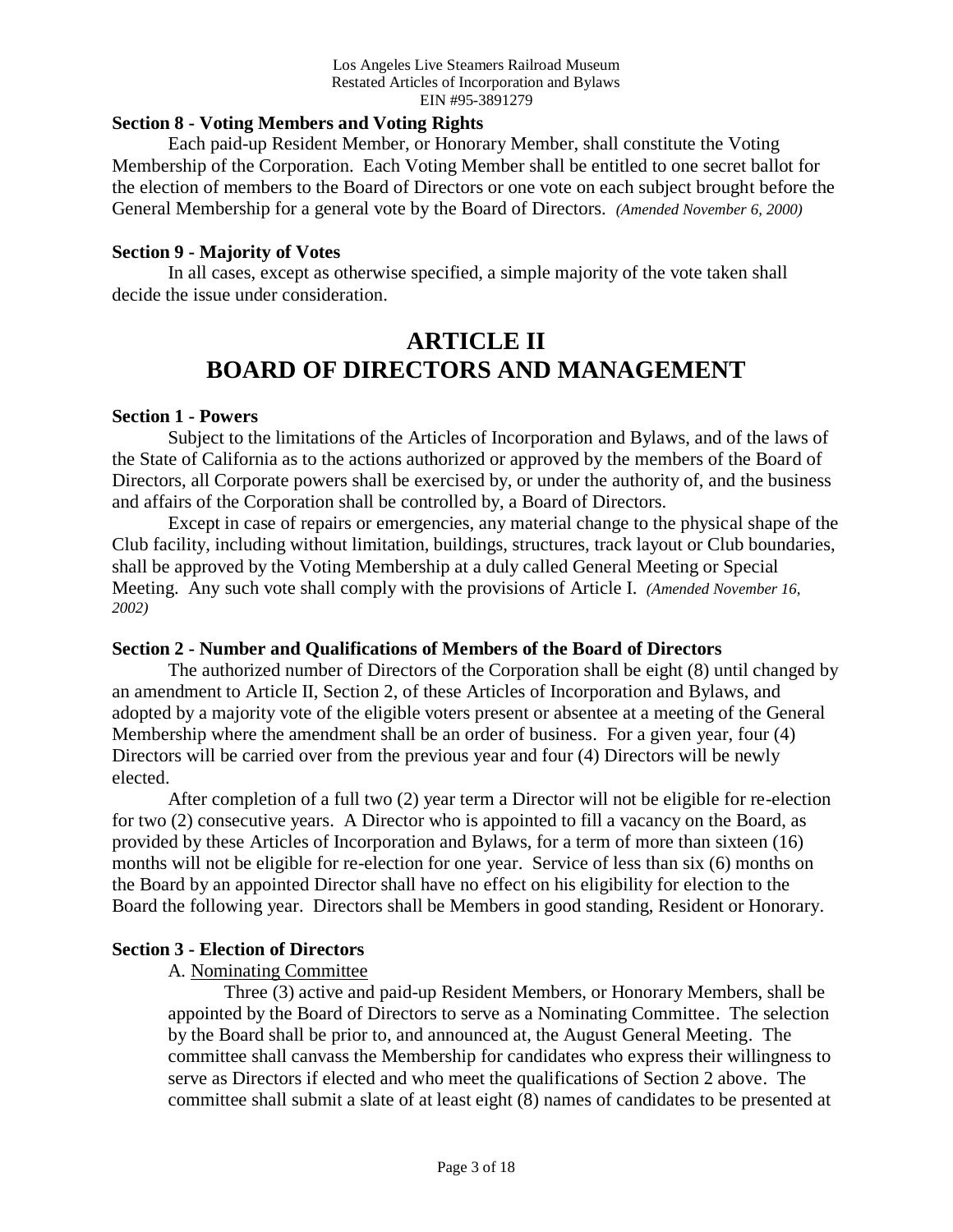**Section 8 - Voting Members and Voting Rights**

Each paid-up Resident Member, or Honorary Member, shall constitute the Voting Membership of the Corporation. Each Voting Member shall be entitled to one secret ballot for the election of members to the Board of Directors or one vote on each subject brought before the General Membership for a general vote by the Board of Directors. *(Amended November 6, 2000)*

**Section 9 - Majority of Votes**

In all cases, except as otherwise specified, a simple majority of the vote taken shall decide the issue under consideration.

# ARTICLE II
# BOARD OF DIRECTORS AND MANAGEMENT

**Section 1 - Powers**

Subject to the limitations of the Articles of Incorporation and Bylaws, and of the laws of the State of California as to the actions authorized or approved by the members of the Board of Directors, all Corporate powers shall be exercised by, or under the authority of, and the business and affairs of the Corporation shall be controlled by, a Board of Directors.

Except in case of repairs or emergencies, any material change to the physical shape of the Club facility, including without limitation, buildings, structures, track layout or Club boundaries, shall be approved by the Voting Membership at a duly called General Meeting or Special Meeting. Any such vote shall comply with the provisions of Article I. *(Amended November 16, 2002)*

**Section 2 - Number and Qualifications of Members of the Board of Directors**

The authorized number of Directors of the Corporation shall be eight (8) until changed by an amendment to Article II, Section 2, of these Articles of Incorporation and Bylaws, and adopted by a majority vote of the eligible voters present or absentee at a meeting of the General Membership where the amendment shall be an order of business. For a given year, four (4) Directors will be carried over from the previous year and four (4) Directors will be newly elected.

After completion of a full two (2) year term a Director will not be eligible for re-election for two (2) consecutive years. A Director who is appointed to fill a vacancy on the Board, as provided by these Articles of Incorporation and Bylaws, for a term of more than sixteen (16) months will not be eligible for re-election for one year. Service of less than six (6) months on the Board by an appointed Director shall have no effect on his eligibility for election to the Board the following year. Directors shall be Members in good standing, Resident or Honorary.

**Section 3 - Election of Directors**

A. Nominating Committee

Three (3) active and paid-up Resident Members, or Honorary Members, shall be appointed by the Board of Directors to serve as a Nominating Committee. The selection by the Board shall be prior to, and announced at, the August General Meeting. The committee shall canvass the Membership for candidates who express their willingness to serve as Directors if elected and who meet the qualifications of Section 2 above. The committee shall submit a slate of at least eight (8) names of candidates to be presented at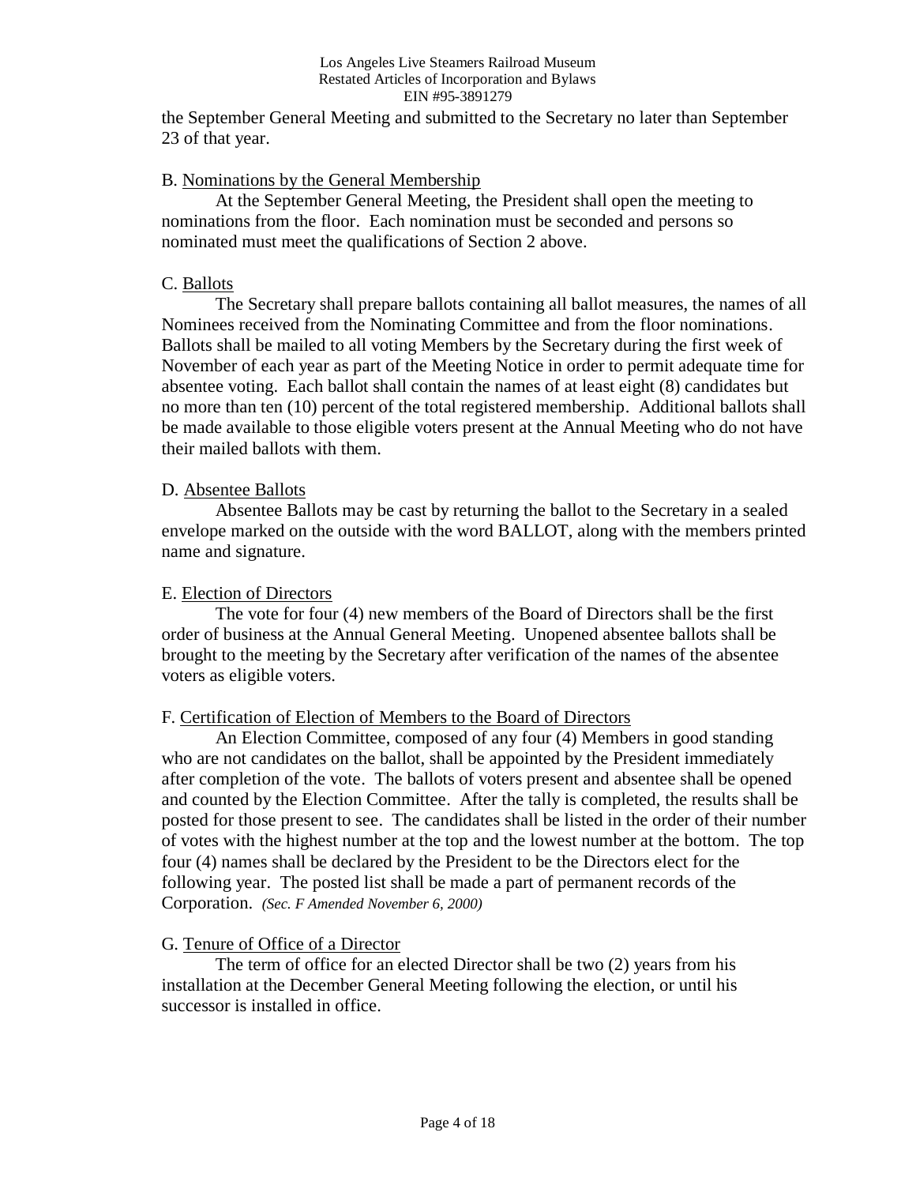the September General Meeting and submitted to the Secretary no later than September 23 of that year.

B. Nominations by the General Membership

At the September General Meeting, the President shall open the meeting to nominations from the floor. Each nomination must be seconded and persons so nominated must meet the qualifications of Section 2 above.

C. Ballots

The Secretary shall prepare ballots containing all ballot measures, the names of all Nominees received from the Nominating Committee and from the floor nominations. Ballots shall be mailed to all voting Members by the Secretary during the first week of November of each year as part of the Meeting Notice in order to permit adequate time for absentee voting. Each ballot shall contain the names of at least eight (8) candidates but no more than ten (10) percent of the total registered membership. Additional ballots shall be made available to those eligible voters present at the Annual Meeting who do not have their mailed ballots with them.

D. Absentee Ballots

Absentee Ballots may be cast by returning the ballot to the Secretary in a sealed envelope marked on the outside with the word BALLOT, along with the members printed name and signature.

E. Election of Directors

The vote for four (4) new members of the Board of Directors shall be the first order of business at the Annual General Meeting. Unopened absentee ballots shall be brought to the meeting by the Secretary after verification of the names of the absentee voters as eligible voters.

F. Certification of Election of Members to the Board of Directors

An Election Committee, composed of any four (4) Members in good standing who are not candidates on the ballot, shall be appointed by the President immediately after completion of the vote. The ballots of voters present and absentee shall be opened and counted by the Election Committee. After the tally is completed, the results shall be posted for those present to see. The candidates shall be listed in the order of their number of votes with the highest number at the top and the lowest number at the bottom. The top four (4) names shall be declared by the President to be the Directors elect for the following year. The posted list shall be made a part of permanent records of the Corporation. *(Sec. F Amended November 6, 2000)*

G. Tenure of Office of a Director

The term of office for an elected Director shall be two (2) years from his installation at the December General Meeting following the election, or until his successor is installed in office.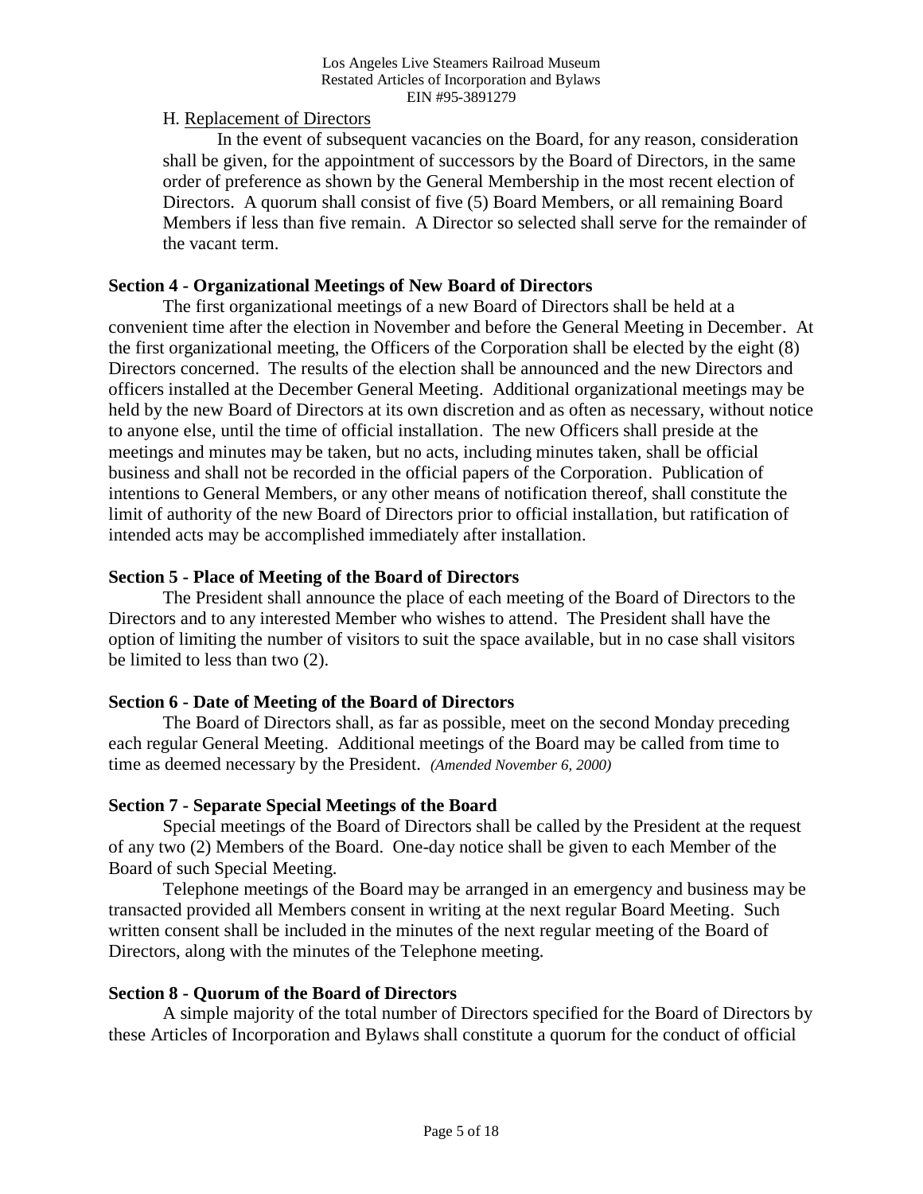H. Replacement of Directors

In the event of subsequent vacancies on the Board, for any reason, consideration shall be given, for the appointment of successors by the Board of Directors, in the same order of preference as shown by the General Membership in the most recent election of Directors. A quorum shall consist of five (5) Board Members, or all remaining Board Members if less than five remain. A Director so selected shall serve for the remainder of the vacant term.

**Section 4 - Organizational Meetings of New Board of Directors**

The first organizational meetings of a new Board of Directors shall be held at a convenient time after the election in November and before the General Meeting in December. At the first organizational meeting, the Officers of the Corporation shall be elected by the eight (8) Directors concerned. The results of the election shall be announced and the new Directors and officers installed at the December General Meeting. Additional organizational meetings may be held by the new Board of Directors at its own discretion and as often as necessary, without notice to anyone else, until the time of official installation. The new Officers shall preside at the meetings and minutes may be taken, but no acts, including minutes taken, shall be official business and shall not be recorded in the official papers of the Corporation. Publication of intentions to General Members, or any other means of notification thereof, shall constitute the limit of authority of the new Board of Directors prior to official installation, but ratification of intended acts may be accomplished immediately after installation.

**Section 5 - Place of Meeting of the Board of Directors**

The President shall announce the place of each meeting of the Board of Directors to the Directors and to any interested Member who wishes to attend. The President shall have the option of limiting the number of visitors to suit the space available, but in no case shall visitors be limited to less than two (2).

**Section 6 - Date of Meeting of the Board of Directors**

The Board of Directors shall, as far as possible, meet on the second Monday preceding each regular General Meeting. Additional meetings of the Board may be called from time to time as deemed necessary by the President. *(Amended November 6, 2000)*

**Section 7 - Separate Special Meetings of the Board**

Special meetings of the Board of Directors shall be called by the President at the request of any two (2) Members of the Board. One-day notice shall be given to each Member of the Board of such Special Meeting.

Telephone meetings of the Board may be arranged in an emergency and business may be transacted provided all Members consent in writing at the next regular Board Meeting. Such written consent shall be included in the minutes of the next regular meeting of the Board of Directors, along with the minutes of the Telephone meeting.

**Section 8 - Quorum of the Board of Directors**

A simple majority of the total number of Directors specified for the Board of Directors by these Articles of Incorporation and Bylaws shall constitute a quorum for the conduct of official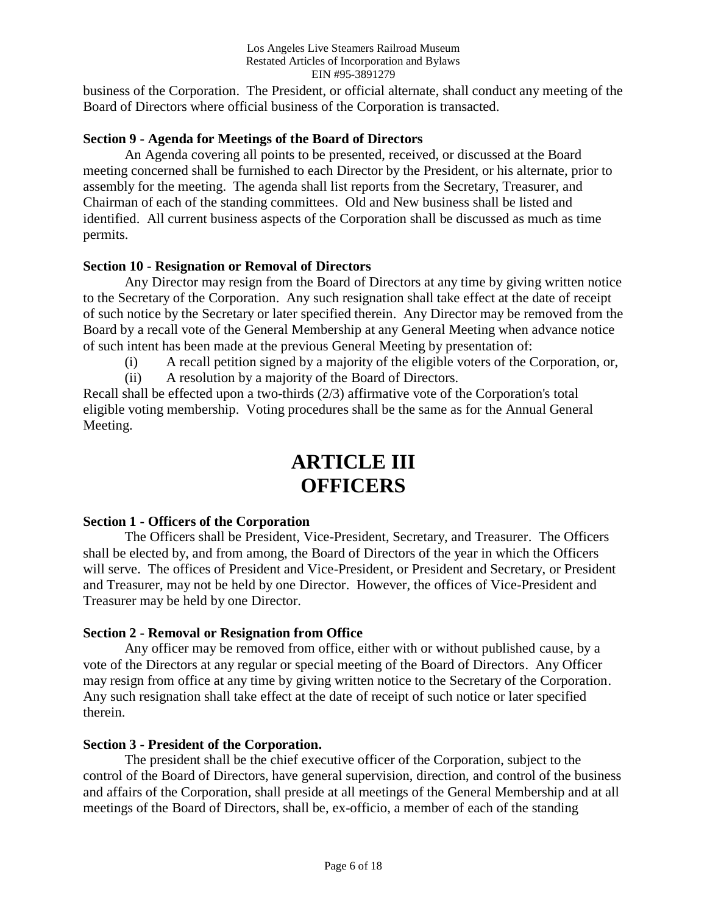business of the Corporation. The President, or official alternate, shall conduct any meeting of the Board of Directors where official business of the Corporation is transacted.

**Section 9 - Agenda for Meetings of the Board of Directors**

An Agenda covering all points to be presented, received, or discussed at the Board meeting concerned shall be furnished to each Director by the President, or his alternate, prior to assembly for the meeting. The agenda shall list reports from the Secretary, Treasurer, and Chairman of each of the standing committees. Old and New business shall be listed and identified. All current business aspects of the Corporation shall be discussed as much as time permits.

**Section 10 - Resignation or Removal of Directors**

Any Director may resign from the Board of Directors at any time by giving written notice to the Secretary of the Corporation. Any such resignation shall take effect at the date of receipt of such notice by the Secretary or later specified therein. Any Director may be removed from the Board by a recall vote of the General Membership at any General Meeting when advance notice of such intent has been made at the previous General Meeting by presentation of:

(i) A recall petition signed by a majority of the eligible voters of the Corporation, or,
(ii) A resolution by a majority of the Board of Directors.

Recall shall be effected upon a two-thirds (2/3) affirmative vote of the Corporation's total eligible voting membership. Voting procedures shall be the same as for the Annual General Meeting.

# ARTICLE III
# OFFICERS

**Section 1 - Officers of the Corporation**

The Officers shall be President, Vice-President, Secretary, and Treasurer. The Officers shall be elected by, and from among, the Board of Directors of the year in which the Officers will serve. The offices of President and Vice-President, or President and Secretary, or President and Treasurer, may not be held by one Director. However, the offices of Vice-President and Treasurer may be held by one Director.

**Section 2 - Removal or Resignation from Office**

Any officer may be removed from office, either with or without published cause, by a vote of the Directors at any regular or special meeting of the Board of Directors. Any Officer may resign from office at any time by giving written notice to the Secretary of the Corporation. Any such resignation shall take effect at the date of receipt of such notice or later specified therein.

**Section 3 - President of the Corporation.**

The president shall be the chief executive officer of the Corporation, subject to the control of the Board of Directors, have general supervision, direction, and control of the business and affairs of the Corporation, shall preside at all meetings of the General Membership and at all meetings of the Board of Directors, shall be, ex-officio, a member of each of the standing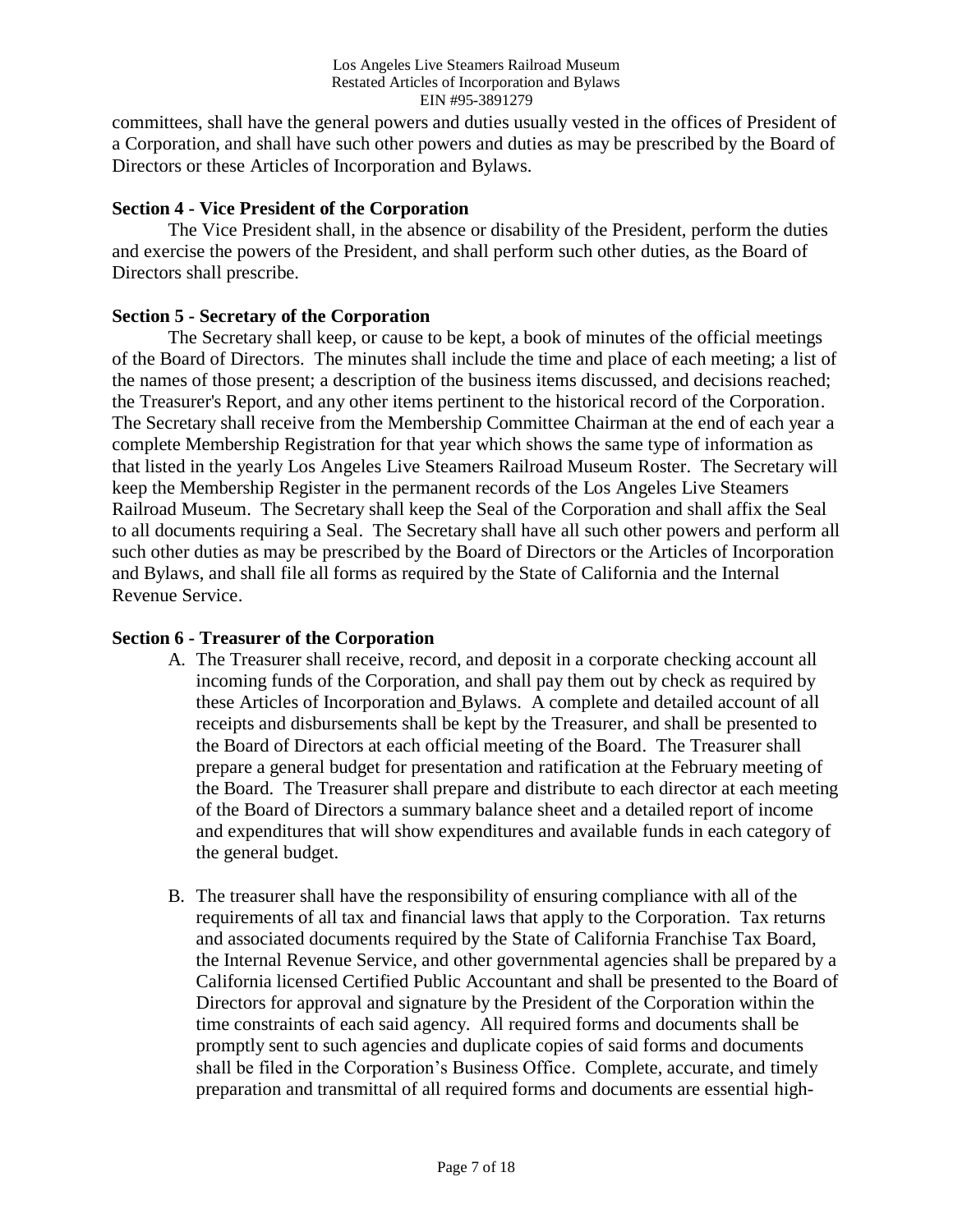committees, shall have the general powers and duties usually vested in the offices of President of a Corporation, and shall have such other powers and duties as may be prescribed by the Board of Directors or these Articles of Incorporation and Bylaws.

**Section 4 - Vice President of the Corporation**

The Vice President shall, in the absence or disability of the President, perform the duties and exercise the powers of the President, and shall perform such other duties, as the Board of Directors shall prescribe.

**Section 5 - Secretary of the Corporation**

The Secretary shall keep, or cause to be kept, a book of minutes of the official meetings of the Board of Directors. The minutes shall include the time and place of each meeting; a list of the names of those present; a description of the business items discussed, and decisions reached; the Treasurer's Report, and any other items pertinent to the historical record of the Corporation. The Secretary shall receive from the Membership Committee Chairman at the end of each year a complete Membership Registration for that year which shows the same type of information as that listed in the yearly Los Angeles Live Steamers Railroad Museum Roster. The Secretary will keep the Membership Register in the permanent records of the Los Angeles Live Steamers Railroad Museum. The Secretary shall keep the Seal of the Corporation and shall affix the Seal to all documents requiring a Seal. The Secretary shall have all such other powers and perform all such other duties as may be prescribed by the Board of Directors or the Articles of Incorporation and Bylaws, and shall file all forms as required by the State of California and the Internal Revenue Service.

**Section 6 - Treasurer of the Corporation**

A. The Treasurer shall receive, record, and deposit in a corporate checking account all incoming funds of the Corporation, and shall pay them out by check as required by these Articles of Incorporation and Bylaws. A complete and detailed account of all receipts and disbursements shall be kept by the Treasurer, and shall be presented to the Board of Directors at each official meeting of the Board. The Treasurer shall prepare a general budget for presentation and ratification at the February meeting of the Board. The Treasurer shall prepare and distribute to each director at each meeting of the Board of Directors a summary balance sheet and a detailed report of income and expenditures that will show expenditures and available funds in each category of the general budget.

B. The treasurer shall have the responsibility of ensuring compliance with all of the requirements of all tax and financial laws that apply to the Corporation. Tax returns and associated documents required by the State of California Franchise Tax Board, the Internal Revenue Service, and other governmental agencies shall be prepared by a California licensed Certified Public Accountant and shall be presented to the Board of Directors for approval and signature by the President of the Corporation within the time constraints of each said agency. All required forms and documents shall be promptly sent to such agencies and duplicate copies of said forms and documents shall be filed in the Corporation's Business Office. Complete, accurate, and timely preparation and transmittal of all required forms and documents are essential high-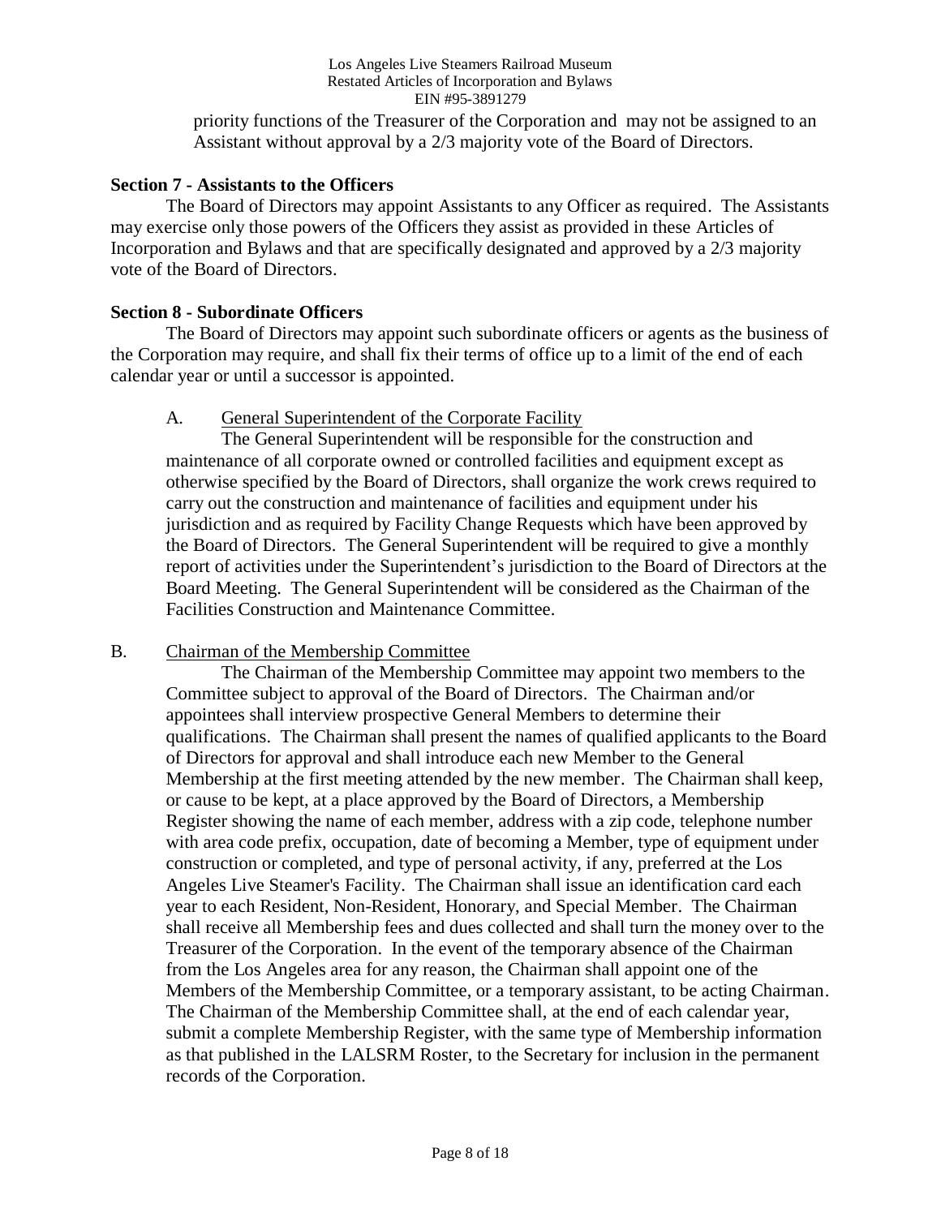priority functions of the Treasurer of the Corporation and may not be assigned to an Assistant without approval by a 2/3 majority vote of the Board of Directors.

**Section 7 - Assistants to the Officers**

The Board of Directors may appoint Assistants to any Officer as required. The Assistants may exercise only those powers of the Officers they assist as provided in these Articles of Incorporation and Bylaws and that are specifically designated and approved by a 2/3 majority vote of the Board of Directors.

**Section 8 - Subordinate Officers**

The Board of Directors may appoint such subordinate officers or agents as the business of the Corporation may require, and shall fix their terms of office up to a limit of the end of each calendar year or until a successor is appointed.

A. General Superintendent of the Corporate Facility

The General Superintendent will be responsible for the construction and maintenance of all corporate owned or controlled facilities and equipment except as otherwise specified by the Board of Directors, shall organize the work crews required to carry out the construction and maintenance of facilities and equipment under his jurisdiction and as required by Facility Change Requests which have been approved by the Board of Directors. The General Superintendent will be required to give a monthly report of activities under the Superintendent's jurisdiction to the Board of Directors at the Board Meeting. The General Superintendent will be considered as the Chairman of the Facilities Construction and Maintenance Committee.

B. Chairman of the Membership Committee

The Chairman of the Membership Committee may appoint two members to the Committee subject to approval of the Board of Directors. The Chairman and/or appointees shall interview prospective General Members to determine their qualifications. The Chairman shall present the names of qualified applicants to the Board of Directors for approval and shall introduce each new Member to the General Membership at the first meeting attended by the new member. The Chairman shall keep, or cause to be kept, at a place approved by the Board of Directors, a Membership Register showing the name of each member, address with a zip code, telephone number with area code prefix, occupation, date of becoming a Member, type of equipment under construction or completed, and type of personal activity, if any, preferred at the Los Angeles Live Steamer's Facility. The Chairman shall issue an identification card each year to each Resident, Non-Resident, Honorary, and Special Member. The Chairman shall receive all Membership fees and dues collected and shall turn the money over to the Treasurer of the Corporation. In the event of the temporary absence of the Chairman from the Los Angeles area for any reason, the Chairman shall appoint one of the Members of the Membership Committee, or a temporary assistant, to be acting Chairman. The Chairman of the Membership Committee shall, at the end of each calendar year, submit a complete Membership Register, with the same type of Membership information as that published in the LALSRM Roster, to the Secretary for inclusion in the permanent records of the Corporation.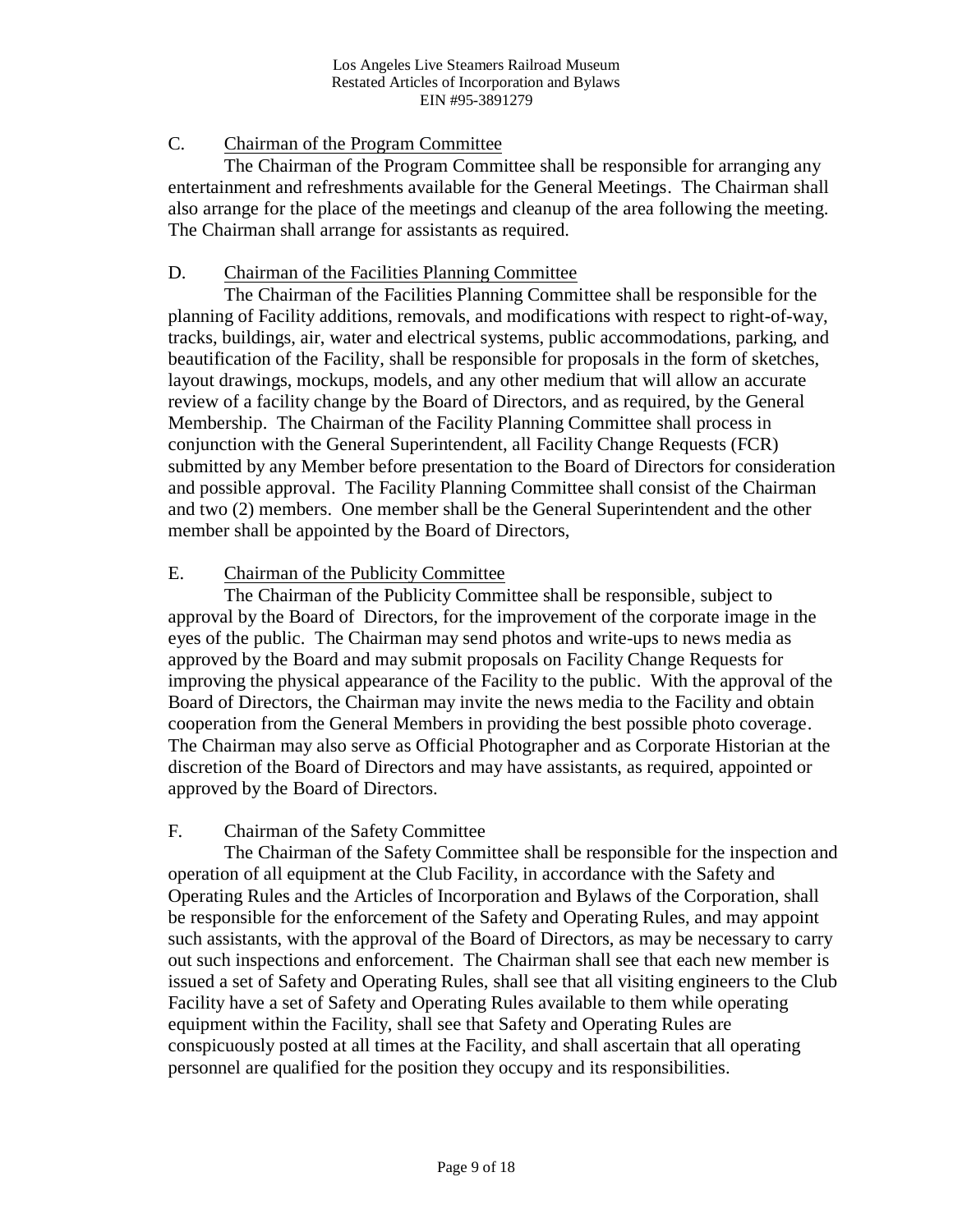C. Chairman of the Program Committee

The Chairman of the Program Committee shall be responsible for arranging any entertainment and refreshments available for the General Meetings. The Chairman shall also arrange for the place of the meetings and cleanup of the area following the meeting. The Chairman shall arrange for assistants as required.

D. Chairman of the Facilities Planning Committee

The Chairman of the Facilities Planning Committee shall be responsible for the planning of Facility additions, removals, and modifications with respect to right-of-way, tracks, buildings, air, water and electrical systems, public accommodations, parking, and beautification of the Facility, shall be responsible for proposals in the form of sketches, layout drawings, mockups, models, and any other medium that will allow an accurate review of a facility change by the Board of Directors, and as required, by the General Membership. The Chairman of the Facility Planning Committee shall process in conjunction with the General Superintendent, all Facility Change Requests (FCR) submitted by any Member before presentation to the Board of Directors for consideration and possible approval. The Facility Planning Committee shall consist of the Chairman and two (2) members. One member shall be the General Superintendent and the other member shall be appointed by the Board of Directors,

E. Chairman of the Publicity Committee

The Chairman of the Publicity Committee shall be responsible, subject to approval by the Board of Directors, for the improvement of the corporate image in the eyes of the public. The Chairman may send photos and write-ups to news media as approved by the Board and may submit proposals on Facility Change Requests for improving the physical appearance of the Facility to the public. With the approval of the Board of Directors, the Chairman may invite the news media to the Facility and obtain cooperation from the General Members in providing the best possible photo coverage. The Chairman may also serve as Official Photographer and as Corporate Historian at the discretion of the Board of Directors and may have assistants, as required, appointed or approved by the Board of Directors.

F. Chairman of the Safety Committee

The Chairman of the Safety Committee shall be responsible for the inspection and operation of all equipment at the Club Facility, in accordance with the Safety and Operating Rules and the Articles of Incorporation and Bylaws of the Corporation, shall be responsible for the enforcement of the Safety and Operating Rules, and may appoint such assistants, with the approval of the Board of Directors, as may be necessary to carry out such inspections and enforcement. The Chairman shall see that each new member is issued a set of Safety and Operating Rules, shall see that all visiting engineers to the Club Facility have a set of Safety and Operating Rules available to them while operating equipment within the Facility, shall see that Safety and Operating Rules are conspicuously posted at all times at the Facility, and shall ascertain that all operating personnel are qualified for the position they occupy and its responsibilities.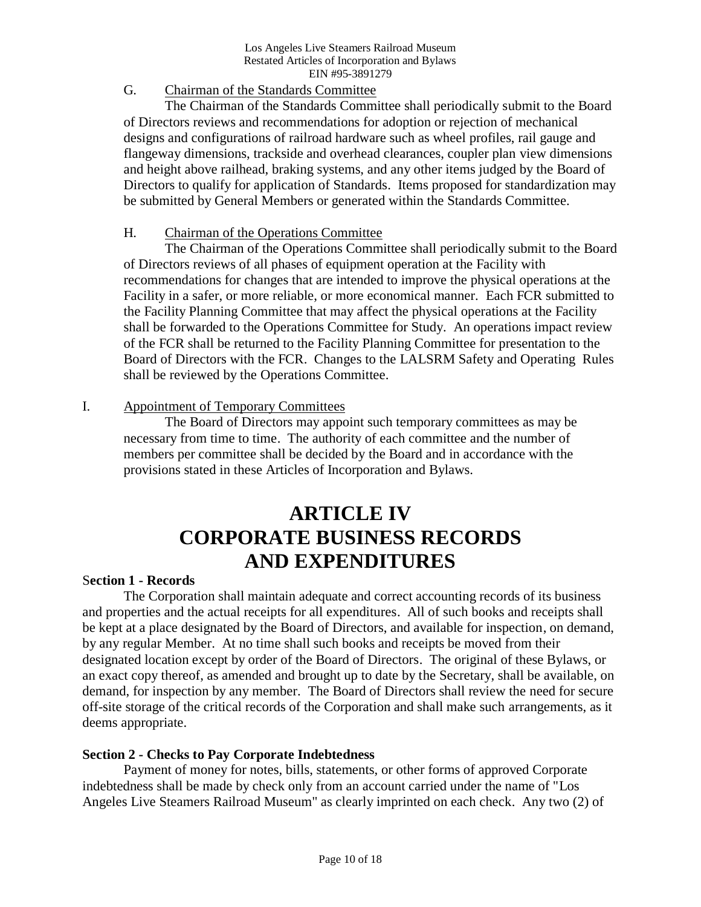G. Chairman of the Standards Committee

The Chairman of the Standards Committee shall periodically submit to the Board of Directors reviews and recommendations for adoption or rejection of mechanical designs and configurations of railroad hardware such as wheel profiles, rail gauge and flangeway dimensions, trackside and overhead clearances, coupler plan view dimensions and height above railhead, braking systems, and any other items judged by the Board of Directors to qualify for application of Standards. Items proposed for standardization may be submitted by General Members or generated within the Standards Committee.

H. Chairman of the Operations Committee

The Chairman of the Operations Committee shall periodically submit to the Board of Directors reviews of all phases of equipment operation at the Facility with recommendations for changes that are intended to improve the physical operations at the Facility in a safer, or more reliable, or more economical manner. Each FCR submitted to the Facility Planning Committee that may affect the physical operations at the Facility shall be forwarded to the Operations Committee for Study. An operations impact review of the FCR shall be returned to the Facility Planning Committee for presentation to the Board of Directors with the FCR. Changes to the LALSRM Safety and Operating Rules shall be reviewed by the Operations Committee.

I. Appointment of Temporary Committees

The Board of Directors may appoint such temporary committees as may be necessary from time to time. The authority of each committee and the number of members per committee shall be decided by the Board and in accordance with the provisions stated in these Articles of Incorporation and Bylaws.

# ARTICLE IV
# CORPORATE BUSINESS RECORDS AND EXPENDITURES

**Section 1 - Records**

The Corporation shall maintain adequate and correct accounting records of its business and properties and the actual receipts for all expenditures. All of such books and receipts shall be kept at a place designated by the Board of Directors, and available for inspection, on demand, by any regular Member. At no time shall such books and receipts be moved from their designated location except by order of the Board of Directors. The original of these Bylaws, or an exact copy thereof, as amended and brought up to date by the Secretary, shall be available, on demand, for inspection by any member. The Board of Directors shall review the need for secure off-site storage of the critical records of the Corporation and shall make such arrangements, as it deems appropriate.

**Section 2 - Checks to Pay Corporate Indebtedness**

Payment of money for notes, bills, statements, or other forms of approved Corporate indebtedness shall be made by check only from an account carried under the name of "Los Angeles Live Steamers Railroad Museum" as clearly imprinted on each check. Any two (2) of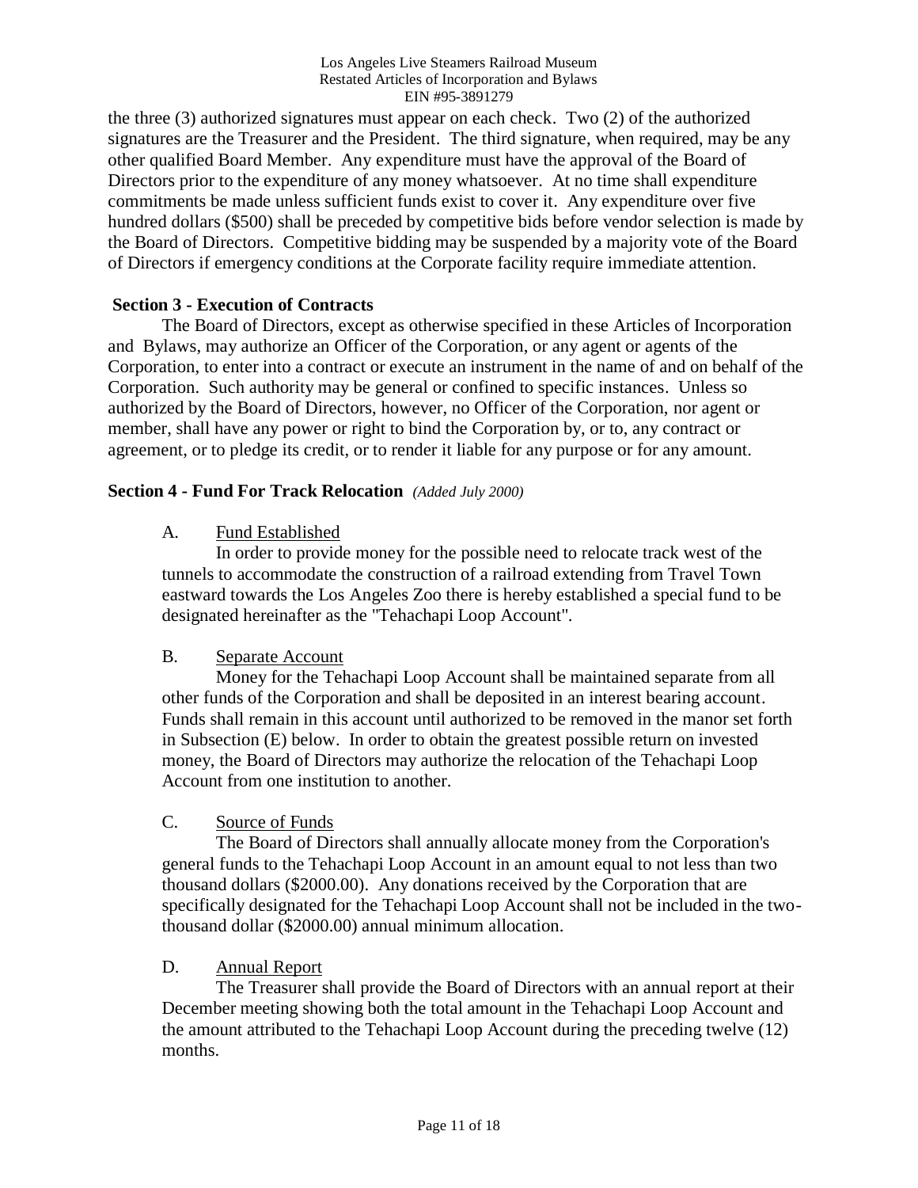the three (3) authorized signatures must appear on each check. Two (2) of the authorized signatures are the Treasurer and the President. The third signature, when required, may be any other qualified Board Member. Any expenditure must have the approval of the Board of Directors prior to the expenditure of any money whatsoever. At no time shall expenditure commitments be made unless sufficient funds exist to cover it. Any expenditure over five hundred dollars ($500) shall be preceded by competitive bids before vendor selection is made by the Board of Directors. Competitive bidding may be suspended by a majority vote of the Board of Directors if emergency conditions at the Corporate facility require immediate attention.

**Section 3 - Execution of Contracts**

The Board of Directors, except as otherwise specified in these Articles of Incorporation and Bylaws, may authorize an Officer of the Corporation, or any agent or agents of the Corporation, to enter into a contract or execute an instrument in the name of and on behalf of the Corporation. Such authority may be general or confined to specific instances. Unless so authorized by the Board of Directors, however, no Officer of the Corporation, nor agent or member, shall have any power or right to bind the Corporation by, or to, any contract or agreement, or to pledge its credit, or to render it liable for any purpose or for any amount.

**Section 4 - Fund For Track Relocation** *(Added July 2000)*

A. Fund Established

In order to provide money for the possible need to relocate track west of the tunnels to accommodate the construction of a railroad extending from Travel Town eastward towards the Los Angeles Zoo there is hereby established a special fund to be designated hereinafter as the "Tehachapi Loop Account".

B. Separate Account

Money for the Tehachapi Loop Account shall be maintained separate from all other funds of the Corporation and shall be deposited in an interest bearing account. Funds shall remain in this account until authorized to be removed in the manor set forth in Subsection (E) below. In order to obtain the greatest possible return on invested money, the Board of Directors may authorize the relocation of the Tehachapi Loop Account from one institution to another.

C. Source of Funds

The Board of Directors shall annually allocate money from the Corporation's general funds to the Tehachapi Loop Account in an amount equal to not less than two thousand dollars ($2000.00). Any donations received by the Corporation that are specifically designated for the Tehachapi Loop Account shall not be included in the two-thousand dollar ($2000.00) annual minimum allocation.

D. Annual Report

The Treasurer shall provide the Board of Directors with an annual report at their December meeting showing both the total amount in the Tehachapi Loop Account and the amount attributed to the Tehachapi Loop Account during the preceding twelve (12) months.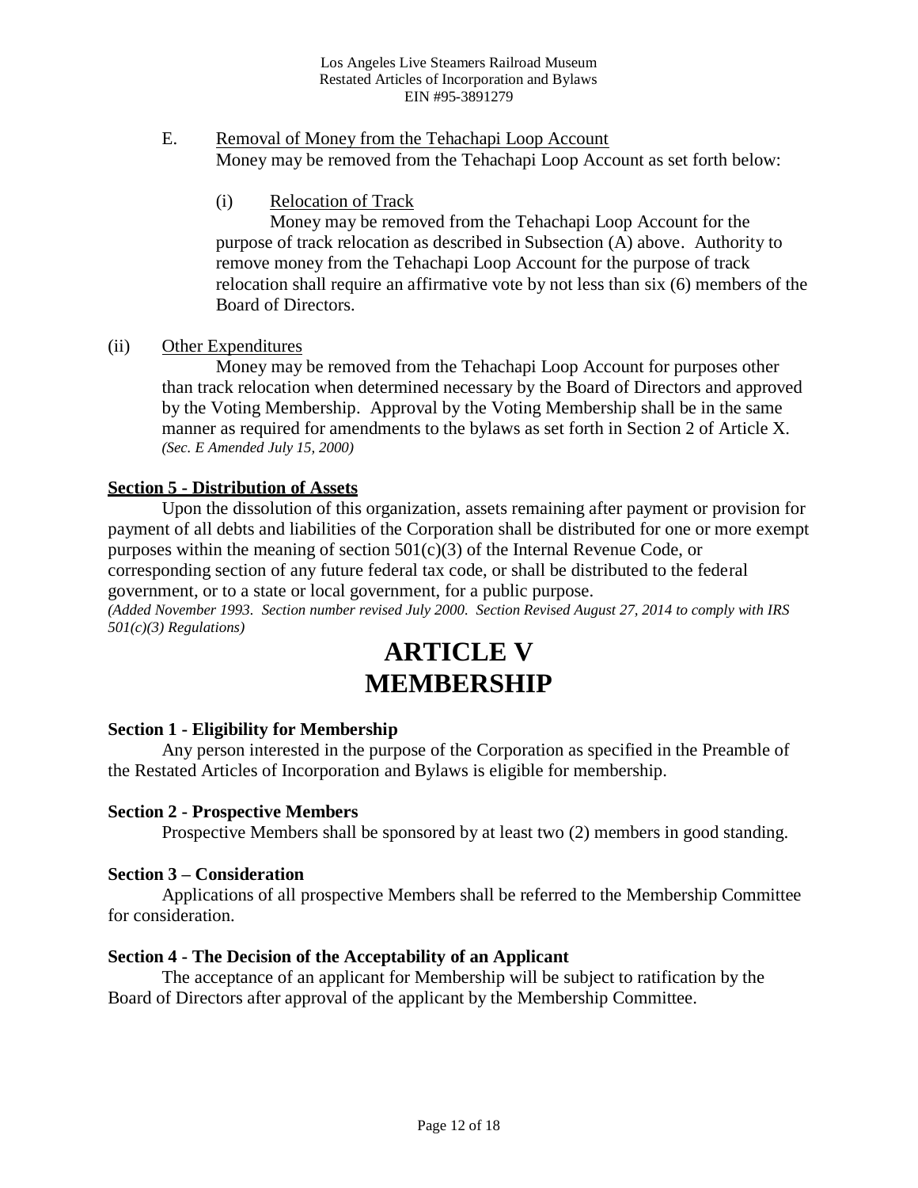E. Removal of Money from the Tehachapi Loop Account

Money may be removed from the Tehachapi Loop Account as set forth below:

(i) Relocation of Track

Money may be removed from the Tehachapi Loop Account for the purpose of track relocation as described in Subsection (A) above. Authority to remove money from the Tehachapi Loop Account for the purpose of track relocation shall require an affirmative vote by not less than six (6) members of the Board of Directors.

(ii) Other Expenditures

Money may be removed from the Tehachapi Loop Account for purposes other than track relocation when determined necessary by the Board of Directors and approved by the Voting Membership. Approval by the Voting Membership shall be in the same manner as required for amendments to the bylaws as set forth in Section 2 of Article X. *(Sec. E Amended July 15, 2000)*

**Section 5 - Distribution of Assets**

Upon the dissolution of this organization, assets remaining after payment or provision for payment of all debts and liabilities of the Corporation shall be distributed for one or more exempt purposes within the meaning of section 501(c)(3) of the Internal Revenue Code, or corresponding section of any future federal tax code, or shall be distributed to the federal government, or to a state or local government, for a public purpose.
*(Added November 1993. Section number revised July 2000. Section Revised August 27, 2014 to comply with IRS 501(c)(3) Regulations)*

# ARTICLE V
# MEMBERSHIP

**Section 1 - Eligibility for Membership**

Any person interested in the purpose of the Corporation as specified in the Preamble of the Restated Articles of Incorporation and Bylaws is eligible for membership.

**Section 2 - Prospective Members**

Prospective Members shall be sponsored by at least two (2) members in good standing.

**Section 3 – Consideration**

Applications of all prospective Members shall be referred to the Membership Committee for consideration.

**Section 4 - The Decision of the Acceptability of an Applicant**

The acceptance of an applicant for Membership will be subject to ratification by the Board of Directors after approval of the applicant by the Membership Committee.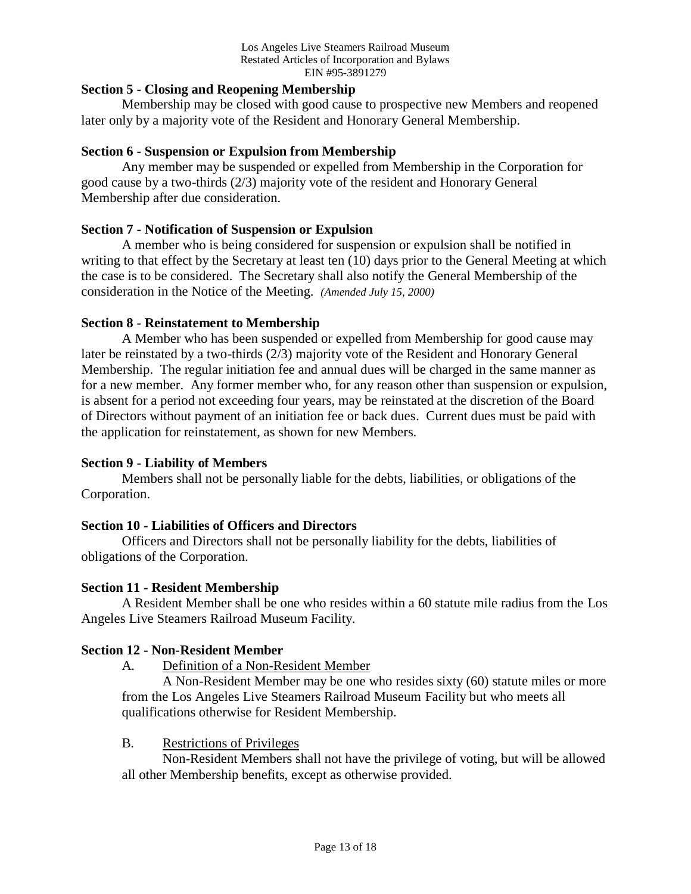**Section 5 - Closing and Reopening Membership**

Membership may be closed with good cause to prospective new Members and reopened later only by a majority vote of the Resident and Honorary General Membership.

**Section 6 - Suspension or Expulsion from Membership**

Any member may be suspended or expelled from Membership in the Corporation for good cause by a two-thirds (2/3) majority vote of the resident and Honorary General Membership after due consideration.

**Section 7 - Notification of Suspension or Expulsion**

A member who is being considered for suspension or expulsion shall be notified in writing to that effect by the Secretary at least ten (10) days prior to the General Meeting at which the case is to be considered. The Secretary shall also notify the General Membership of the consideration in the Notice of the Meeting. *(Amended July 15, 2000)*

**Section 8 - Reinstatement to Membership**

A Member who has been suspended or expelled from Membership for good cause may later be reinstated by a two-thirds (2/3) majority vote of the Resident and Honorary General Membership. The regular initiation fee and annual dues will be charged in the same manner as for a new member. Any former member who, for any reason other than suspension or expulsion, is absent for a period not exceeding four years, may be reinstated at the discretion of the Board of Directors without payment of an initiation fee or back dues. Current dues must be paid with the application for reinstatement, as shown for new Members.

**Section 9 - Liability of Members**

Members shall not be personally liable for the debts, liabilities, or obligations of the Corporation.

**Section 10 - Liabilities of Officers and Directors**

Officers and Directors shall not be personally liability for the debts, liabilities of obligations of the Corporation.

**Section 11 - Resident Membership**

A Resident Member shall be one who resides within a 60 statute mile radius from the Los Angeles Live Steamers Railroad Museum Facility.

**Section 12 - Non-Resident Member**

A. <u>Definition of a Non-Resident Member</u>

A Non-Resident Member may be one who resides sixty (60) statute miles or more from the Los Angeles Live Steamers Railroad Museum Facility but who meets all qualifications otherwise for Resident Membership.

B. <u>Restrictions of Privileges</u>

Non-Resident Members shall not have the privilege of voting, but will be allowed all other Membership benefits, except as otherwise provided.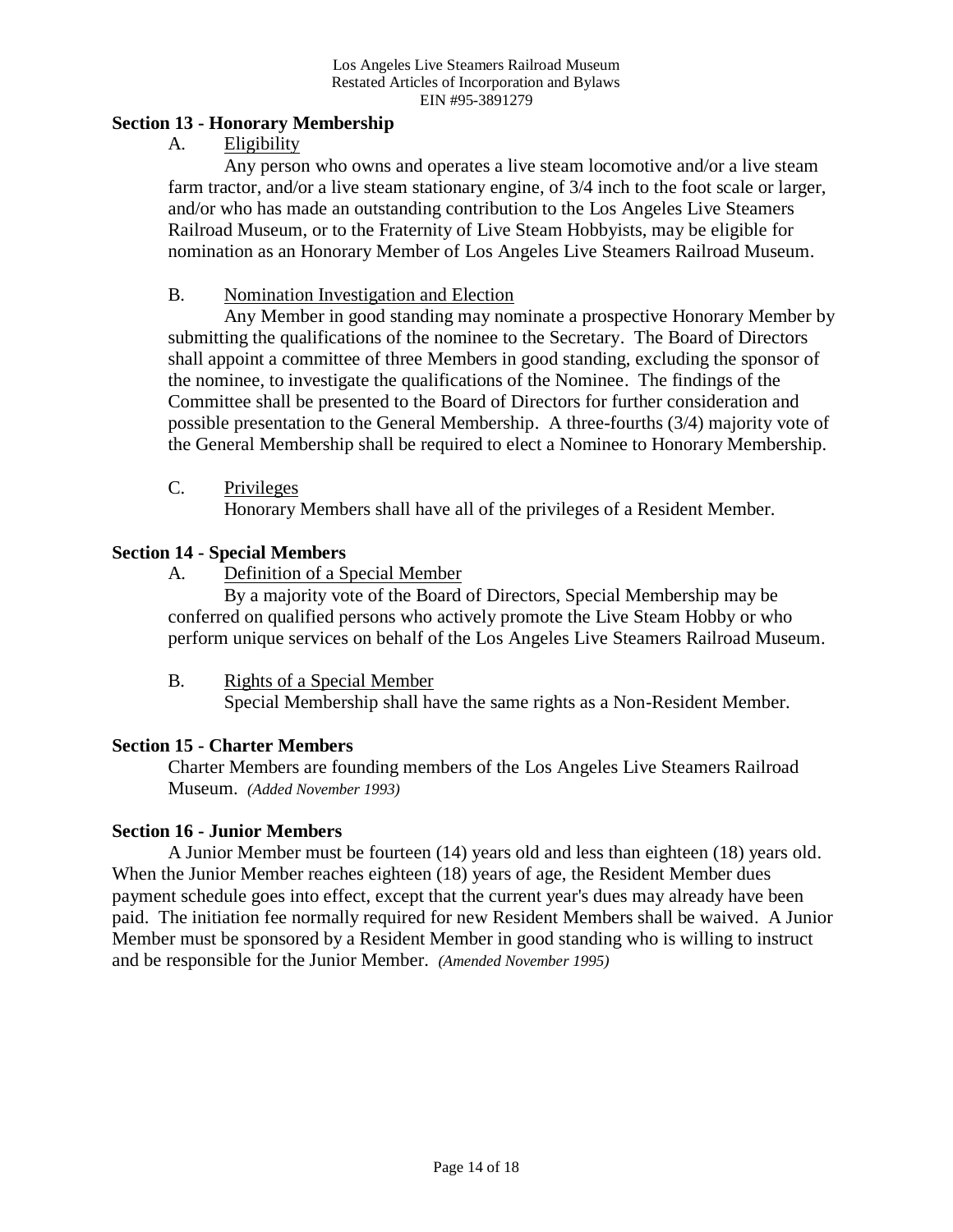## Section 13 - Honorary Membership

A. Eligibility

Any person who owns and operates a live steam locomotive and/or a live steam farm tractor, and/or a live steam stationary engine, of 3/4 inch to the foot scale or larger, and/or who has made an outstanding contribution to the Los Angeles Live Steamers Railroad Museum, or to the Fraternity of Live Steam Hobbyists, may be eligible for nomination as an Honorary Member of Los Angeles Live Steamers Railroad Museum.

B. Nomination Investigation and Election

Any Member in good standing may nominate a prospective Honorary Member by submitting the qualifications of the nominee to the Secretary. The Board of Directors shall appoint a committee of three Members in good standing, excluding the sponsor of the nominee, to investigate the qualifications of the Nominee. The findings of the Committee shall be presented to the Board of Directors for further consideration and possible presentation to the General Membership. A three-fourths (3/4) majority vote of the General Membership shall be required to elect a Nominee to Honorary Membership.

C. Privileges

Honorary Members shall have all of the privileges of a Resident Member.

## Section 14 - Special Members

A. Definition of a Special Member

By a majority vote of the Board of Directors, Special Membership may be conferred on qualified persons who actively promote the Live Steam Hobby or who perform unique services on behalf of the Los Angeles Live Steamers Railroad Museum.

B. Rights of a Special Member

Special Membership shall have the same rights as a Non-Resident Member.

## Section 15 - Charter Members

Charter Members are founding members of the Los Angeles Live Steamers Railroad Museum. *(Added November 1993)*

## Section 16 - Junior Members

A Junior Member must be fourteen (14) years old and less than eighteen (18) years old. When the Junior Member reaches eighteen (18) years of age, the Resident Member dues payment schedule goes into effect, except that the current year's dues may already have been paid. The initiation fee normally required for new Resident Members shall be waived. A Junior Member must be sponsored by a Resident Member in good standing who is willing to instruct and be responsible for the Junior Member. *(Amended November 1995)*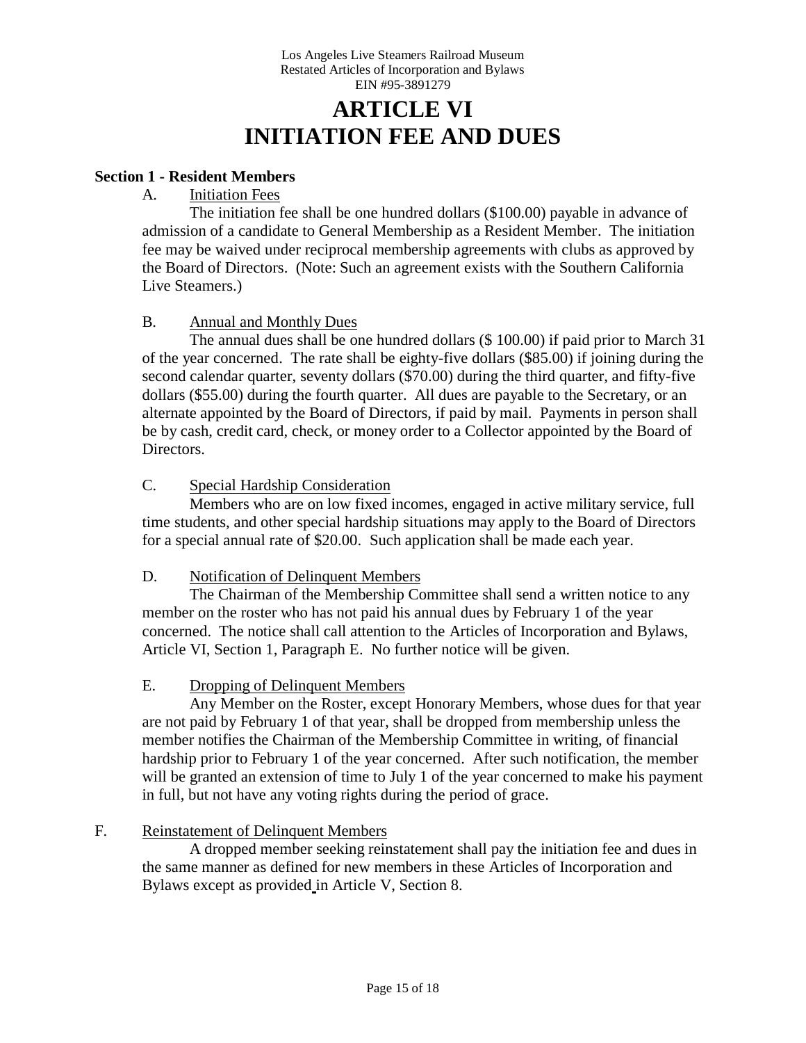# ARTICLE VI
# INITIATION FEE AND DUES

### Section 1 - Resident Members

A. Initiation Fees

The initiation fee shall be one hundred dollars ($100.00) payable in advance of admission of a candidate to General Membership as a Resident Member. The initiation fee may be waived under reciprocal membership agreements with clubs as approved by the Board of Directors. (Note: Such an agreement exists with the Southern California Live Steamers.)

B. Annual and Monthly Dues

The annual dues shall be one hundred dollars ($ 100.00) if paid prior to March 31 of the year concerned. The rate shall be eighty-five dollars ($85.00) if joining during the second calendar quarter, seventy dollars ($70.00) during the third quarter, and fifty-five dollars ($55.00) during the fourth quarter. All dues are payable to the Secretary, or an alternate appointed by the Board of Directors, if paid by mail. Payments in person shall be by cash, credit card, check, or money order to a Collector appointed by the Board of Directors.

C. Special Hardship Consideration

Members who are on low fixed incomes, engaged in active military service, full time students, and other special hardship situations may apply to the Board of Directors for a special annual rate of $20.00. Such application shall be made each year.

D. Notification of Delinquent Members

The Chairman of the Membership Committee shall send a written notice to any member on the roster who has not paid his annual dues by February 1 of the year concerned. The notice shall call attention to the Articles of Incorporation and Bylaws, Article VI, Section 1, Paragraph E. No further notice will be given.

E. Dropping of Delinquent Members

Any Member on the Roster, except Honorary Members, whose dues for that year are not paid by February 1 of that year, shall be dropped from membership unless the member notifies the Chairman of the Membership Committee in writing, of financial hardship prior to February 1 of the year concerned. After such notification, the member will be granted an extension of time to July 1 of the year concerned to make his payment in full, but not have any voting rights during the period of grace.

F. Reinstatement of Delinquent Members

A dropped member seeking reinstatement shall pay the initiation fee and dues in the same manner as defined for new members in these Articles of Incorporation and Bylaws except as provided in Article V, Section 8.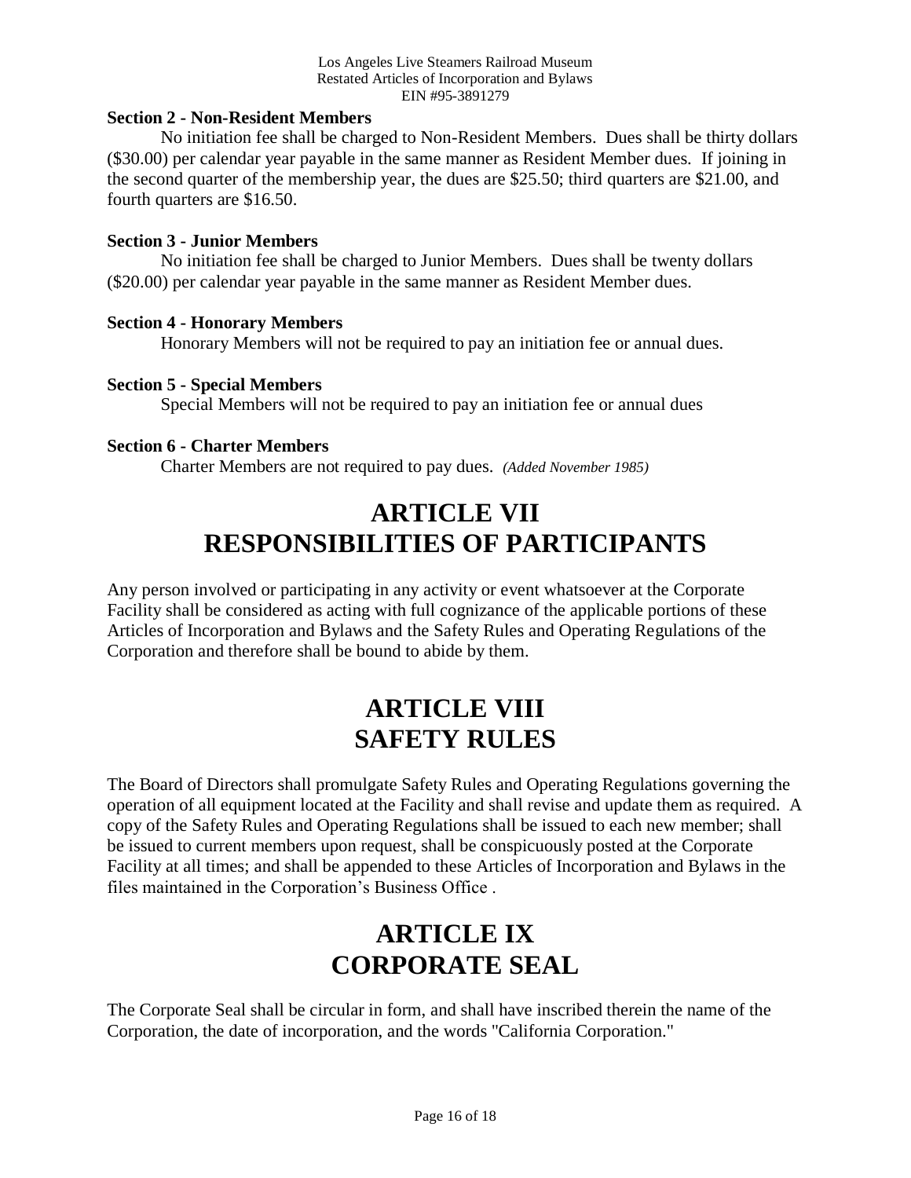**Section 2 - Non-Resident Members**

No initiation fee shall be charged to Non-Resident Members. Dues shall be thirty dollars ($30.00) per calendar year payable in the same manner as Resident Member dues. If joining in the second quarter of the membership year, the dues are $25.50; third quarters are $21.00, and fourth quarters are $16.50.

**Section 3 - Junior Members**

No initiation fee shall be charged to Junior Members. Dues shall be twenty dollars ($20.00) per calendar year payable in the same manner as Resident Member dues.

**Section 4 - Honorary Members**

Honorary Members will not be required to pay an initiation fee or annual dues.

**Section 5 - Special Members**

Special Members will not be required to pay an initiation fee or annual dues

**Section 6 - Charter Members**

Charter Members are not required to pay dues. *(Added November 1985)*

# ARTICLE VII
# RESPONSIBILITIES OF PARTICIPANTS

Any person involved or participating in any activity or event whatsoever at the Corporate Facility shall be considered as acting with full cognizance of the applicable portions of these Articles of Incorporation and Bylaws and the Safety Rules and Operating Regulations of the Corporation and therefore shall be bound to abide by them.

# ARTICLE VIII
# SAFETY RULES

The Board of Directors shall promulgate Safety Rules and Operating Regulations governing the operation of all equipment located at the Facility and shall revise and update them as required. A copy of the Safety Rules and Operating Regulations shall be issued to each new member; shall be issued to current members upon request, shall be conspicuously posted at the Corporate Facility at all times; and shall be appended to these Articles of Incorporation and Bylaws in the files maintained in the Corporation's Business Office .

# ARTICLE IX
# CORPORATE SEAL

The Corporate Seal shall be circular in form, and shall have inscribed therein the name of the Corporation, the date of incorporation, and the words "California Corporation."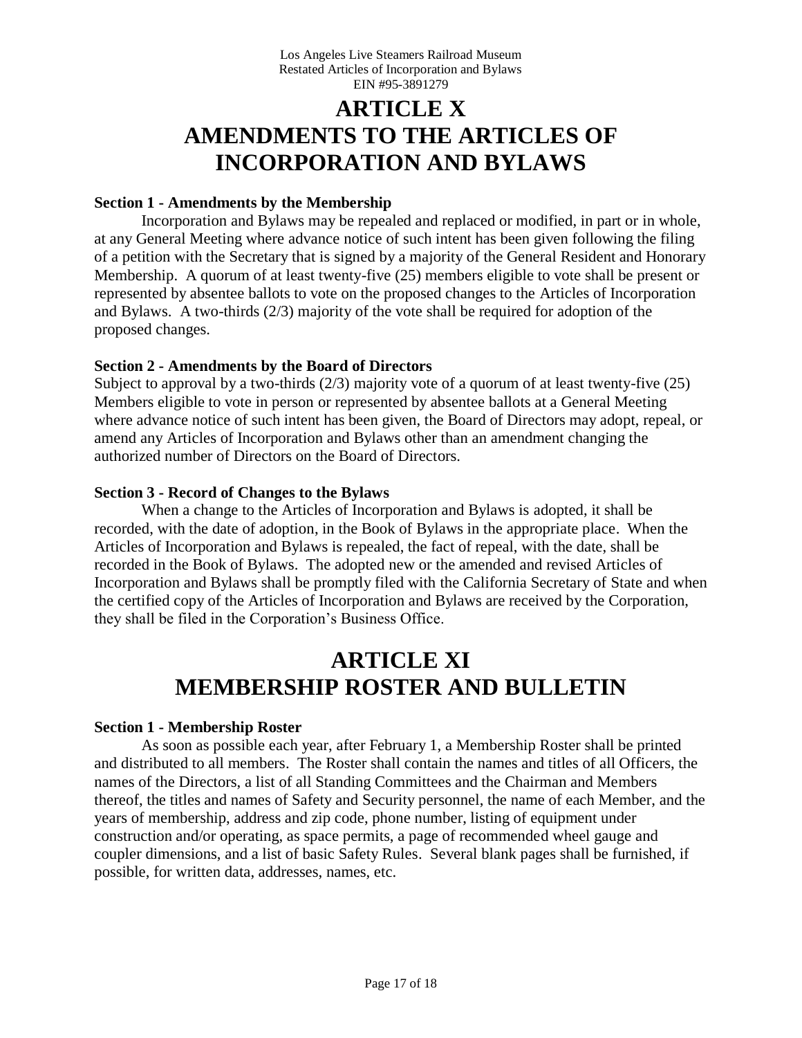# ARTICLE X
# AMENDMENTS TO THE ARTICLES OF INCORPORATION AND BYLAWS

**Section 1 - Amendments by the Membership**

Incorporation and Bylaws may be repealed and replaced or modified, in part or in whole, at any General Meeting where advance notice of such intent has been given following the filing of a petition with the Secretary that is signed by a majority of the General Resident and Honorary Membership. A quorum of at least twenty-five (25) members eligible to vote shall be present or represented by absentee ballots to vote on the proposed changes to the Articles of Incorporation and Bylaws. A two-thirds (2/3) majority of the vote shall be required for adoption of the proposed changes.

**Section 2 - Amendments by the Board of Directors**

Subject to approval by a two-thirds (2/3) majority vote of a quorum of at least twenty-five (25) Members eligible to vote in person or represented by absentee ballots at a General Meeting where advance notice of such intent has been given, the Board of Directors may adopt, repeal, or amend any Articles of Incorporation and Bylaws other than an amendment changing the authorized number of Directors on the Board of Directors.

**Section 3 - Record of Changes to the Bylaws**

When a change to the Articles of Incorporation and Bylaws is adopted, it shall be recorded, with the date of adoption, in the Book of Bylaws in the appropriate place. When the Articles of Incorporation and Bylaws is repealed, the fact of repeal, with the date, shall be recorded in the Book of Bylaws. The adopted new or the amended and revised Articles of Incorporation and Bylaws shall be promptly filed with the California Secretary of State and when the certified copy of the Articles of Incorporation and Bylaws are received by the Corporation, they shall be filed in the Corporation's Business Office.

# ARTICLE XI
# MEMBERSHIP ROSTER AND BULLETIN

**Section 1 - Membership Roster**

As soon as possible each year, after February 1, a Membership Roster shall be printed and distributed to all members. The Roster shall contain the names and titles of all Officers, the names of the Directors, a list of all Standing Committees and the Chairman and Members thereof, the titles and names of Safety and Security personnel, the name of each Member, and the years of membership, address and zip code, phone number, listing of equipment under construction and/or operating, as space permits, a page of recommended wheel gauge and coupler dimensions, and a list of basic Safety Rules. Several blank pages shall be furnished, if possible, for written data, addresses, names, etc.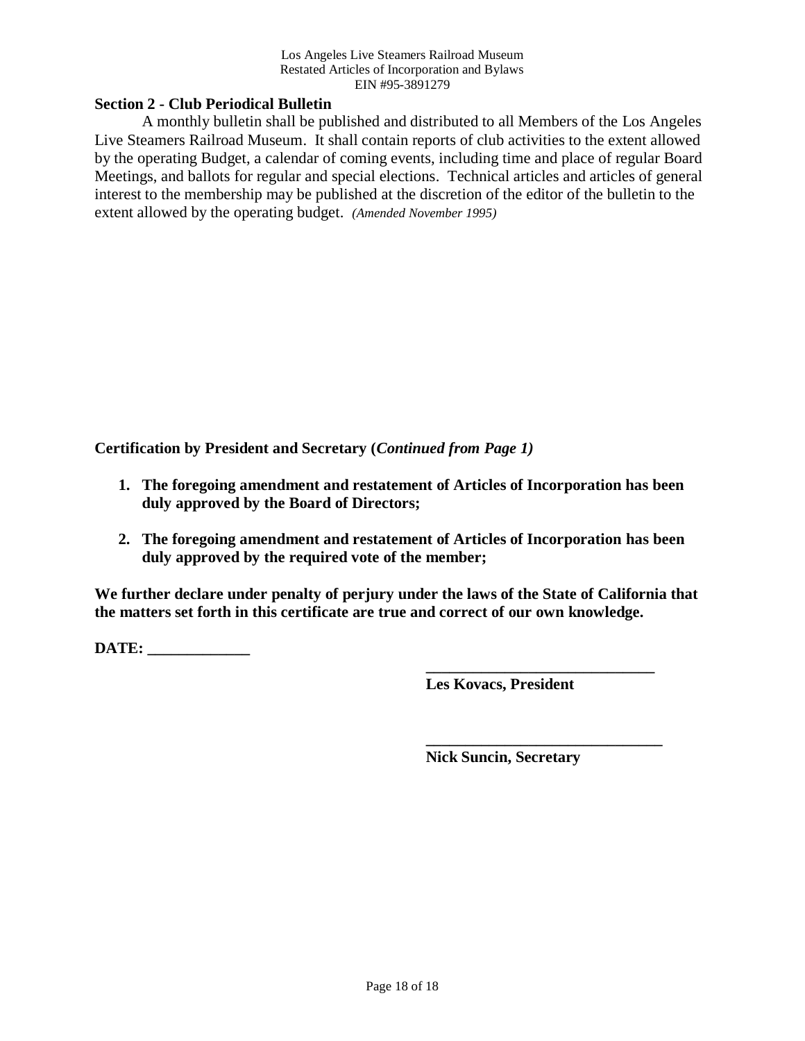### Section 2 - Club Periodical Bulletin

A monthly bulletin shall be published and distributed to all Members of the Los Angeles Live Steamers Railroad Museum. It shall contain reports of club activities to the extent allowed by the operating Budget, a calendar of coming events, including time and place of regular Board Meetings, and ballots for regular and special elections. Technical articles and articles of general interest to the membership may be published at the discretion of the editor of the bulletin to the extent allowed by the operating budget. *(Amended November 1995)*

**Certification by President and Secretary (*Continued from Page 1)***

1. **The foregoing amendment and restatement of Articles of Incorporation has been duly approved by the Board of Directors;**
2. **The foregoing amendment and restatement of Articles of Incorporation has been duly approved by the required vote of the member;**

**We further declare under penalty of perjury under the laws of the State of California that the matters set forth in this certificate are true and correct of our own knowledge.**

**DATE: _____________**

**______________________________**
**Les Kovacs, President**

**______________________________**
**Nick Suncin, Secretary**